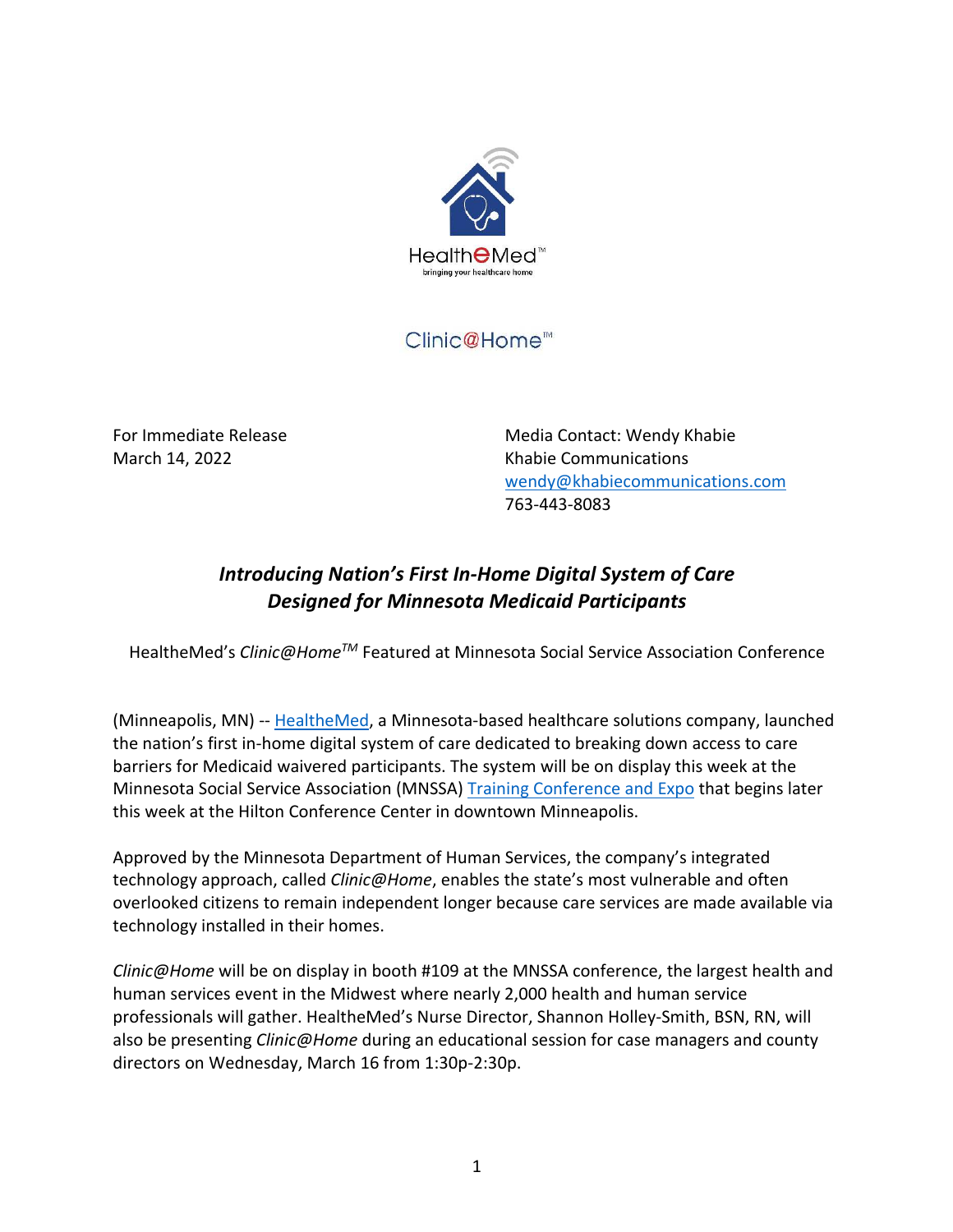HealtheMed™
bringing your healthcare home

Clinic@Home™

For Immediate Release
March 14, 2022

Media Contact: Wendy Khabie
Khabie Communications
wendy@khabiecommunications.com
763-443-8083

# *Introducing Nation's First In-Home Digital System of Care Designed for Minnesota Medicaid Participants*

HealtheMed's *Clinic@Home*™ Featured at Minnesota Social Service Association Conference

(Minneapolis, MN) -- HealtheMed, a Minnesota-based healthcare solutions company, launched the nation's first in-home digital system of care dedicated to breaking down access to care barriers for Medicaid waivered participants. The system will be on display this week at the Minnesota Social Service Association (MNSSA) Training Conference and Expo that begins later this week at the Hilton Conference Center in downtown Minneapolis.

Approved by the Minnesota Department of Human Services, the company's integrated technology approach, called *Clinic@Home*, enables the state's most vulnerable and often overlooked citizens to remain independent longer because care services are made available via technology installed in their homes.

*Clinic@Home* will be on display in booth #109 at the MNSSA conference, the largest health and human services event in the Midwest where nearly 2,000 health and human service professionals will gather. HealtheMed's Nurse Director, Shannon Holley-Smith, BSN, RN, will also be presenting *Clinic@Home* during an educational session for case managers and county directors on Wednesday, March 16 from 1:30p-2:30p.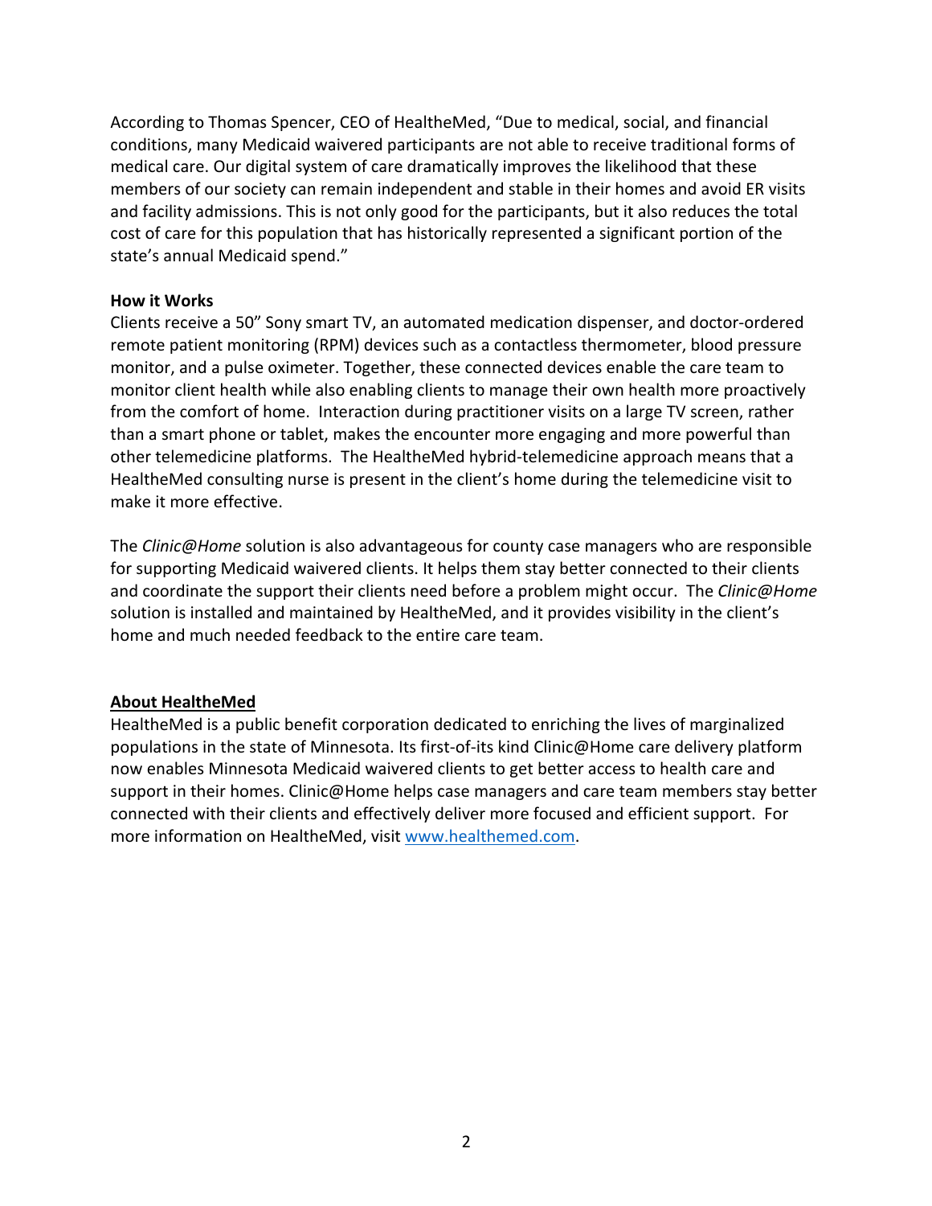According to Thomas Spencer, CEO of HealtheMed, "Due to medical, social, and financial conditions, many Medicaid waivered participants are not able to receive traditional forms of medical care. Our digital system of care dramatically improves the likelihood that these members of our society can remain independent and stable in their homes and avoid ER visits and facility admissions. This is not only good for the participants, but it also reduces the total cost of care for this population that has historically represented a significant portion of the state's annual Medicaid spend."

**How it Works**

Clients receive a 50" Sony smart TV, an automated medication dispenser, and doctor-ordered remote patient monitoring (RPM) devices such as a contactless thermometer, blood pressure monitor, and a pulse oximeter. Together, these connected devices enable the care team to monitor client health while also enabling clients to manage their own health more proactively from the comfort of home. Interaction during practitioner visits on a large TV screen, rather than a smart phone or tablet, makes the encounter more engaging and more powerful than other telemedicine platforms. The HealtheMed hybrid-telemedicine approach means that a HealtheMed consulting nurse is present in the client's home during the telemedicine visit to make it more effective.

The *Clinic@Home* solution is also advantageous for county case managers who are responsible for supporting Medicaid waivered clients. It helps them stay better connected to their clients and coordinate the support their clients need before a problem might occur. The *Clinic@Home* solution is installed and maintained by HealtheMed, and it provides visibility in the client's home and much needed feedback to the entire care team.

**About HealtheMed**

HealtheMed is a public benefit corporation dedicated to enriching the lives of marginalized populations in the state of Minnesota. Its first-of-its kind Clinic@Home care delivery platform now enables Minnesota Medicaid waivered clients to get better access to health care and support in their homes. Clinic@Home helps case managers and care team members stay better connected with their clients and effectively deliver more focused and efficient support. For more information on HealtheMed, visit [www.healthemed.com](www.healthemed.com).